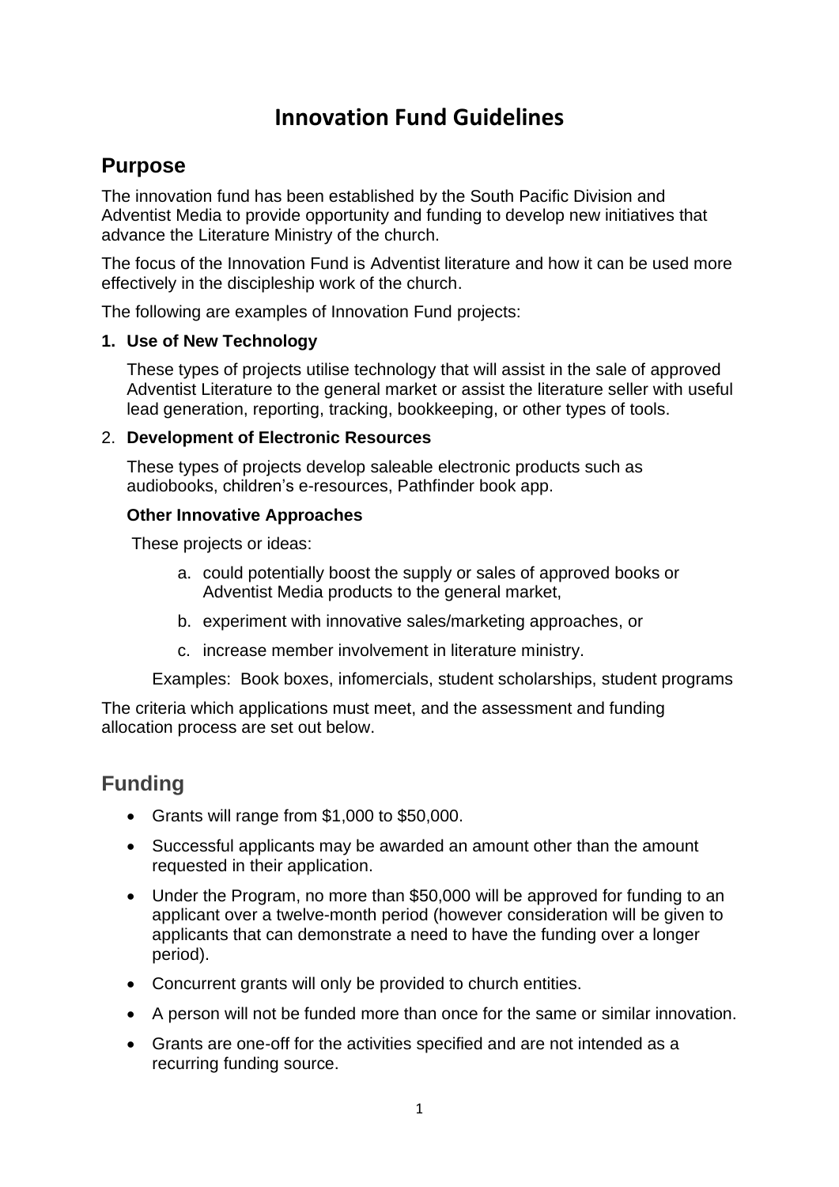# Innovation Fund Guidelines

## Purpose

The innovation fund has been established by the South Pacific Division and Adventist Media to provide opportunity and funding to develop new initiatives that advance the Literature Ministry of the church.

The focus of the Innovation Fund is Adventist literature and how it can be used more effectively in the discipleship work of the church.

The following are examples of Innovation Fund projects:

1. **Use of New Technology**

   These types of projects utilise technology that will assist in the sale of approved Adventist Literature to the general market or assist the literature seller with useful lead generation, reporting, tracking, bookkeeping, or other types of tools.

2. **Development of Electronic Resources**

   These types of projects develop saleable electronic products such as audiobooks, children's e-resources, Pathfinder book app.

   **Other Innovative Approaches**

   These projects or ideas:

   a. could potentially boost the supply or sales of approved books or Adventist Media products to the general market,

   b. experiment with innovative sales/marketing approaches, or

   c. increase member involvement in literature ministry.

   Examples: Book boxes, infomercials, student scholarships, student programs

The criteria which applications must meet, and the assessment and funding allocation process are set out below.

## Funding

- Grants will range from $1,000 to $50,000.
- Successful applicants may be awarded an amount other than the amount requested in their application.
- Under the Program, no more than $50,000 will be approved for funding to an applicant over a twelve-month period (however consideration will be given to applicants that can demonstrate a need to have the funding over a longer period).
- Concurrent grants will only be provided to church entities.
- A person will not be funded more than once for the same or similar innovation.
- Grants are one-off for the activities specified and are not intended as a recurring funding source.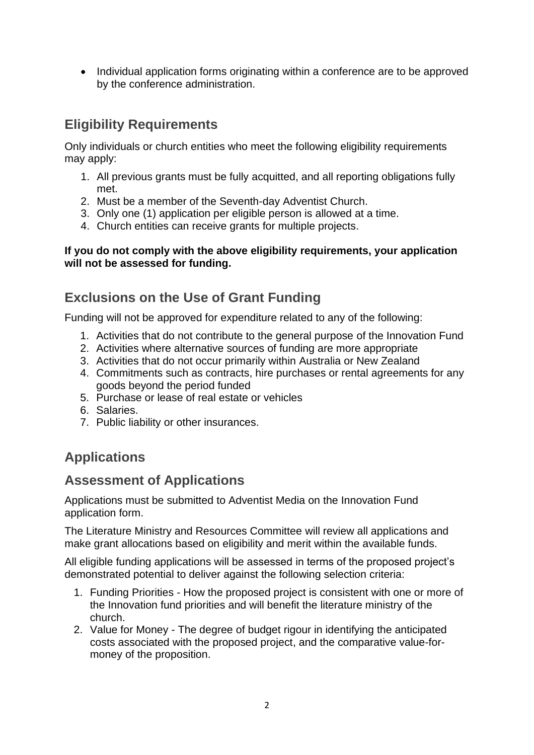- Individual application forms originating within a conference are to be approved by the conference administration.

## Eligibility Requirements

Only individuals or church entities who meet the following eligibility requirements may apply:

1. All previous grants must be fully acquitted, and all reporting obligations fully met.
2. Must be a member of the Seventh-day Adventist Church.
3. Only one (1) application per eligible person is allowed at a time.
4. Church entities can receive grants for multiple projects.

**If you do not comply with the above eligibility requirements, your application will not be assessed for funding.**

## Exclusions on the Use of Grant Funding

Funding will not be approved for expenditure related to any of the following:

1. Activities that do not contribute to the general purpose of the Innovation Fund
2. Activities where alternative sources of funding are more appropriate
3. Activities that do not occur primarily within Australia or New Zealand
4. Commitments such as contracts, hire purchases or rental agreements for any goods beyond the period funded
5. Purchase or lease of real estate or vehicles
6. Salaries.
7. Public liability or other insurances.

## Applications

## Assessment of Applications

Applications must be submitted to Adventist Media on the Innovation Fund application form.

The Literature Ministry and Resources Committee will review all applications and make grant allocations based on eligibility and merit within the available funds.

All eligible funding applications will be assessed in terms of the proposed project's demonstrated potential to deliver against the following selection criteria:

1. Funding Priorities - How the proposed project is consistent with one or more of the Innovation fund priorities and will benefit the literature ministry of the church.
2. Value for Money - The degree of budget rigour in identifying the anticipated costs associated with the proposed project, and the comparative value-for-money of the proposition.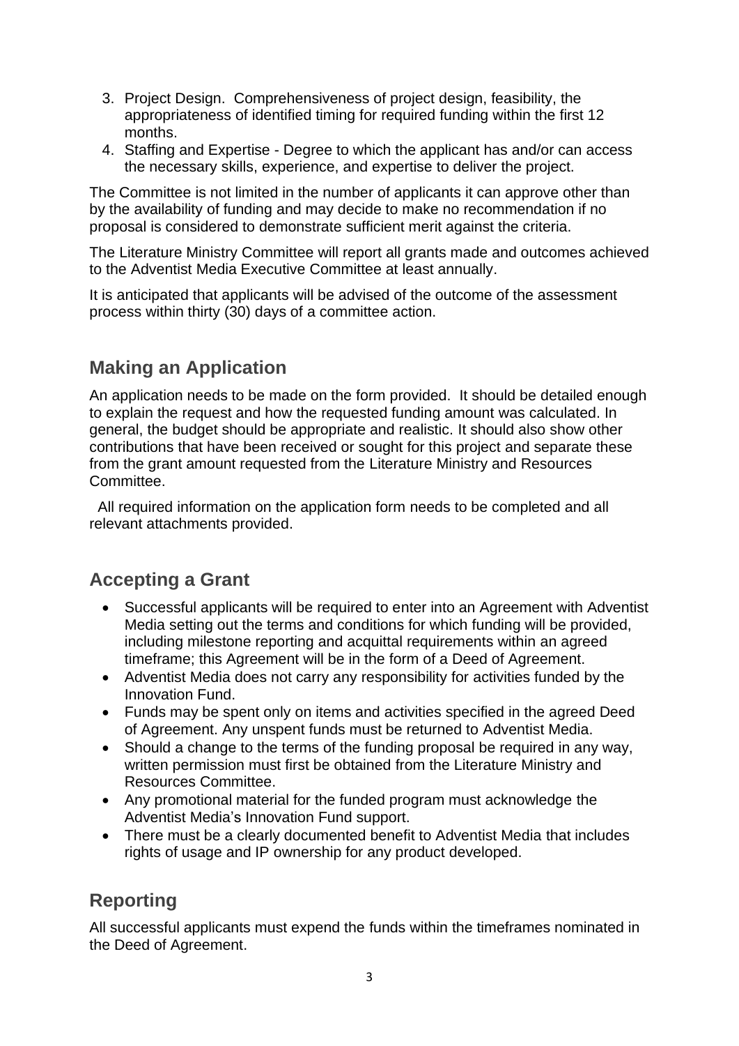3. Project Design. Comprehensiveness of project design, feasibility, the appropriateness of identified timing for required funding within the first 12 months.
4. Staffing and Expertise - Degree to which the applicant has and/or can access the necessary skills, experience, and expertise to deliver the project.

The Committee is not limited in the number of applicants it can approve other than by the availability of funding and may decide to make no recommendation if no proposal is considered to demonstrate sufficient merit against the criteria.

The Literature Ministry Committee will report all grants made and outcomes achieved to the Adventist Media Executive Committee at least annually.

It is anticipated that applicants will be advised of the outcome of the assessment process within thirty (30) days of a committee action.

## Making an Application

An application needs to be made on the form provided. It should be detailed enough to explain the request and how the requested funding amount was calculated. In general, the budget should be appropriate and realistic. It should also show other contributions that have been received or sought for this project and separate these from the grant amount requested from the Literature Ministry and Resources Committee.

All required information on the application form needs to be completed and all relevant attachments provided.

## Accepting a Grant

- Successful applicants will be required to enter into an Agreement with Adventist Media setting out the terms and conditions for which funding will be provided, including milestone reporting and acquittal requirements within an agreed timeframe; this Agreement will be in the form of a Deed of Agreement.
- Adventist Media does not carry any responsibility for activities funded by the Innovation Fund.
- Funds may be spent only on items and activities specified in the agreed Deed of Agreement. Any unspent funds must be returned to Adventist Media.
- Should a change to the terms of the funding proposal be required in any way, written permission must first be obtained from the Literature Ministry and Resources Committee.
- Any promotional material for the funded program must acknowledge the Adventist Media's Innovation Fund support.
- There must be a clearly documented benefit to Adventist Media that includes rights of usage and IP ownership for any product developed.

## Reporting

All successful applicants must expend the funds within the timeframes nominated in the Deed of Agreement.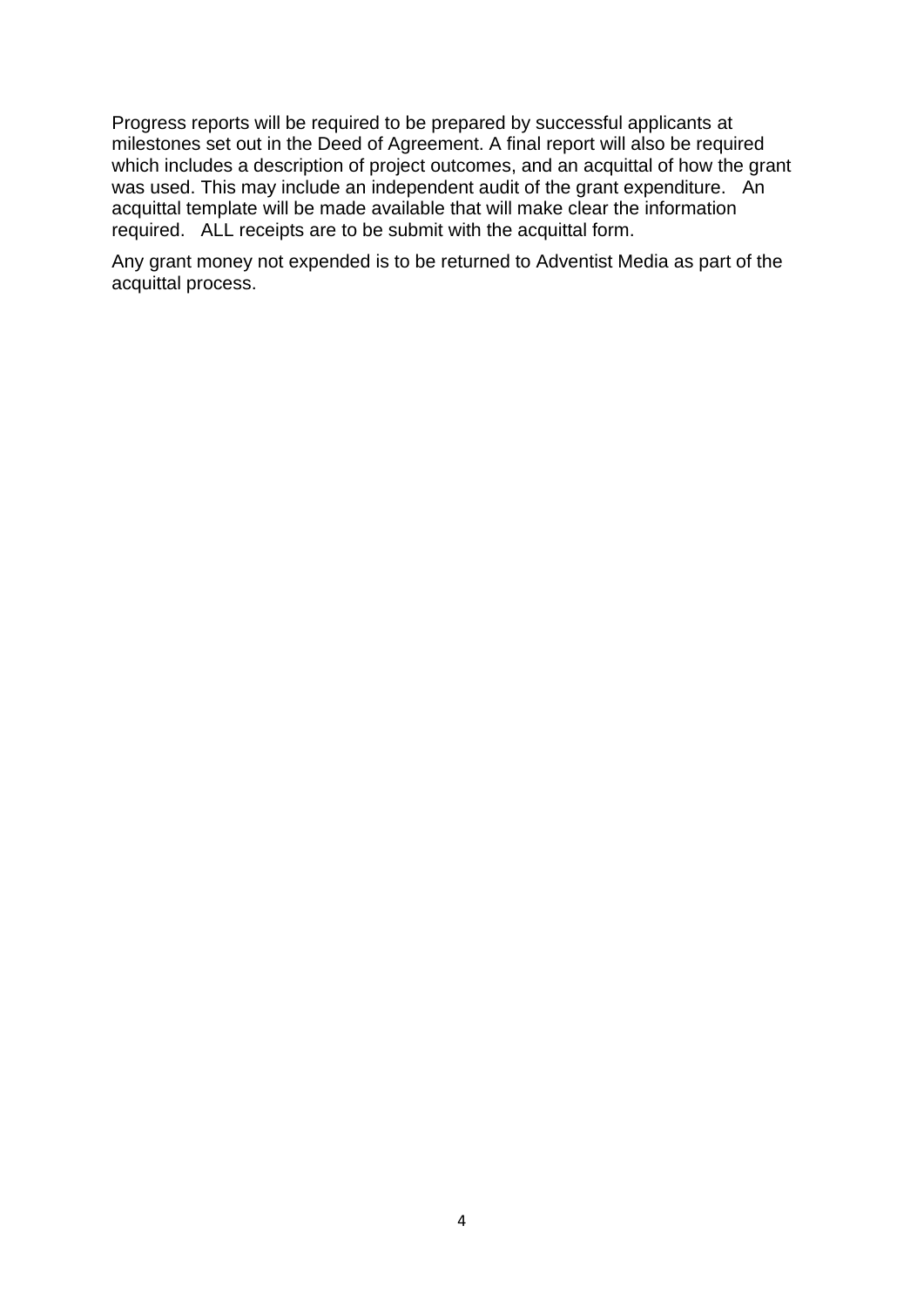Progress reports will be required to be prepared by successful applicants at milestones set out in the Deed of Agreement. A final report will also be required which includes a description of project outcomes, and an acquittal of how the grant was used. This may include an independent audit of the grant expenditure. An acquittal template will be made available that will make clear the information required. ALL receipts are to be submit with the acquittal form.

Any grant money not expended is to be returned to Adventist Media as part of the acquittal process.